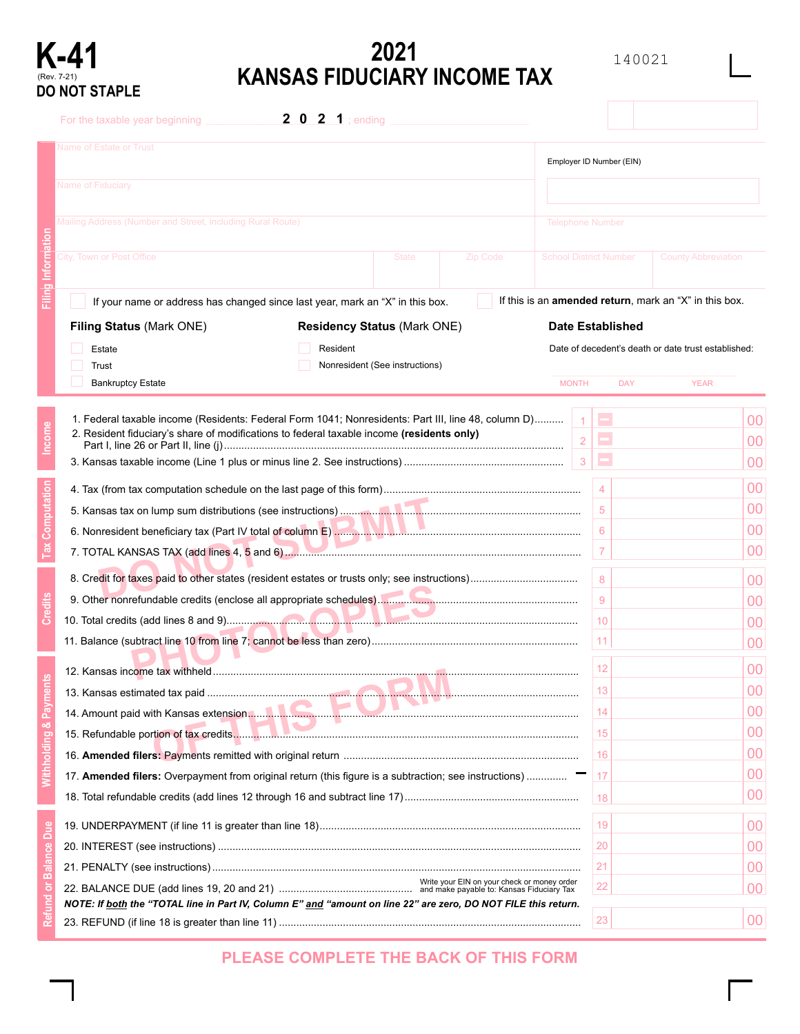# K-41

(Rev. 7-21)

**DO NOT STAPLE**

# 2021 KANSAS FIDUCIARY INCOME TAX

140021

For the taxable year beginning ______ 2 0 2 1 ; ending ______

## Filing Information

| | |
|---|---|
| Name of Estate or Trust | Employer ID Number (EIN) |
| Name of Fiduciary | |
| Mailing Address (Number and Street, including Rural Route) | Telephone Number |
| City, Town or Post Office / State / Zip Code | School District Number / County Abbreviation |

☐ If your name or address has changed since last year, mark an "X" in this box.

☐ If this is an **amended return**, mark an "X" in this box.

**Filing Status** (Mark ONE)
- ☐ Estate
- ☐ Trust
- ☐ Bankruptcy Estate

**Residency Status** (Mark ONE)
- ☐ Resident
- ☐ Nonresident (See instructions)

**Date Established**

Date of decedent's death or date trust established: MONTH ____ DAY ____ YEAR ____

DO NOT SUBMIT PHOTOCOPIES OF THIS FORM

## Income

| | Line | Amount |
|---|---|---|
| 1. Federal taxable income (Residents: Federal Form 1041; Nonresidents: Part III, line 48, column D) | 1 | – .00 |
| 2. Resident fiduciary's share of modifications to federal taxable income **(residents only)** Part I, line 26 or Part II, line (j) | 2 | – .00 |
| 3. Kansas taxable income (Line 1 plus or minus line 2. See instructions) | 3 | – .00 |

## Tax Computation

| | Line | Amount |
|---|---|---|
| 4. Tax (from tax computation schedule on the last page of this form) | 4 | .00 |
| 5. Kansas tax on lump sum distributions (see instructions) | 5 | .00 |
| 6. Nonresident beneficiary tax (Part IV total of column E) | 6 | .00 |
| 7. TOTAL KANSAS TAX (add lines 4, 5 and 6) | 7 | .00 |

## Credits

| | Line | Amount |
|---|---|---|
| 8. Credit for taxes paid to other states (resident estates or trusts only; see instructions) | 8 | .00 |
| 9. Other nonrefundable credits (enclose all appropriate schedules) | 9 | .00 |
| 10. Total credits (add lines 8 and 9) | 10 | .00 |
| 11. Balance (subtract line 10 from line 7; cannot be less than zero) | 11 | .00 |

## Withholding & Payments

| | Line | Amount |
|---|---|---|
| 12. Kansas income tax withheld | 12 | .00 |
| 13. Kansas estimated tax paid | 13 | .00 |
| 14. Amount paid with Kansas extension | 14 | .00 |
| 15. Refundable portion of tax credits | 15 | .00 |
| 16. **Amended filers:** Payments remitted with original return | 16 | .00 |
| 17. **Amended filers:** Overpayment from original return (this figure is a subtraction; see instructions) | – 17 | .00 |
| 18. Total refundable credits (add lines 12 through 16 and subtract line 17) | 18 | .00 |

## Refund or Balance Due

| | Line | Amount |
|---|---|---|
| 19. UNDERPAYMENT (if line 11 is greater than line 18) | 19 | .00 |
| 20. INTEREST (see instructions) | 20 | .00 |
| 21. PENALTY (see instructions) | 21 | .00 |
| 22. BALANCE DUE (add lines 19, 20 and 21) — Write your EIN on your check or money order and make payable to: Kansas Fiduciary Tax | 22 | .00 |

***NOTE: If both the "TOTAL line in Part IV, Column E" and "amount on line 22" are zero, DO NOT FILE this return.***

| | Line | Amount |
|---|---|---|
| 23. REFUND (if line 18 is greater than line 11) | 23 | .00 |

**PLEASE COMPLETE THE BACK OF THIS FORM**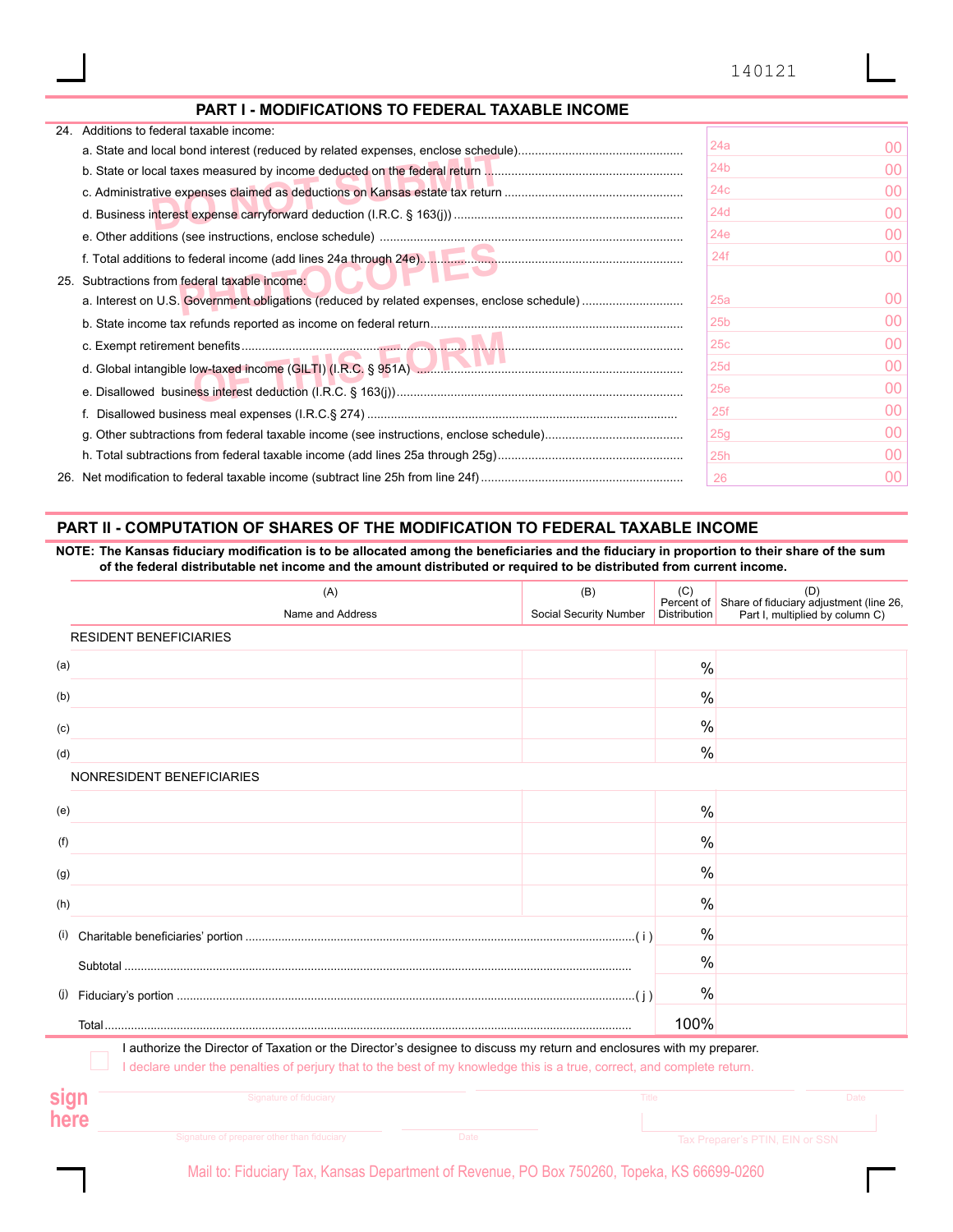140121

## PART I - MODIFICATIONS TO FEDERAL TAXABLE INCOME

DO NOT SUBMIT PHOTOCOPIES OF THIS FORM

24. Additions to federal taxable income:

| | Line | Amount |
|---|---|---|
| a. State and local bond interest (reduced by related expenses, enclose schedule) | 24a | 00 |
| b. State or local taxes measured by income deducted on the federal return | 24b | 00 |
| c. Administrative expenses claimed as deductions on Kansas estate tax return | 24c | 00 |
| d. Business interest expense carryforward deduction (I.R.C. § 163(j)) | 24d | 00 |
| e. Other additions (see instructions, enclose schedule) | 24e | 00 |
| f. Total additions to federal income (add lines 24a through 24e) | 24f | 00 |

25. Subtractions from federal taxable income:

| | Line | Amount |
|---|---|---|
| a. Interest on U.S. Government obligations (reduced by related expenses, enclose schedule) | 25a | 00 |
| b. State income tax refunds reported as income on federal return | 25b | 00 |
| c. Exempt retirement benefits | 25c | 00 |
| d. Global intangible low-taxed income (GILTI) (I.R.C. § 951A) | 25d | 00 |
| e. Disallowed business interest deduction (I.R.C. § 163(j)) | 25e | 00 |
| f. Disallowed business meal expenses (I.R.C.§ 274) | 25f | 00 |
| g. Other subtractions from federal taxable income (see instructions, enclose schedule) | 25g | 00 |
| h. Total subtractions from federal taxable income (add lines 25a through 25g) | 25h | 00 |

| | Line | Amount |
|---|---|---|
| 26. Net modification to federal taxable income (subtract line 25h from line 24f) | 26 | 00 |

## PART II - COMPUTATION OF SHARES OF THE MODIFICATION TO FEDERAL TAXABLE INCOME

**NOTE: The Kansas fiduciary modification is to be allocated among the beneficiaries and the fiduciary in proportion to their share of the sum of the federal distributable net income and the amount distributed or required to be distributed from current income.**

| | (A) Name and Address | (B) Social Security Number | (C) Percent of Distribution | (D) Share of fiduciary adjustment (line 26, Part I, multiplied by column C) |
|---|---|---|---|---|
| | RESIDENT BENEFICIARIES | | | |
| (a) | | | % | |
| (b) | | | % | |
| (c) | | | % | |
| (d) | | | % | |
| | NONRESIDENT BENEFICIARIES | | | |
| (e) | | | % | |
| (f) | | | % | |
| (g) | | | % | |
| (h) | | | % | |
| (i) | Charitable beneficiaries' portion (i) | | % | |
| | Subtotal | | % | |
| (j) | Fiduciary's portion (j) | | % | |
| | Total | | 100% | |

☐ I authorize the Director of Taxation or the Director's designee to discuss my return and enclosures with my preparer.

I declare under the penalties of perjury that to the best of my knowledge this is a true, correct, and complete return.

**sign here**

Signature of fiduciary — Title — Date

Signature of preparer other than fiduciary — Date — Tax Preparer's PTIN, EIN or SSN

Mail to: Fiduciary Tax, Kansas Department of Revenue, PO Box 750260, Topeka, KS 66699-0260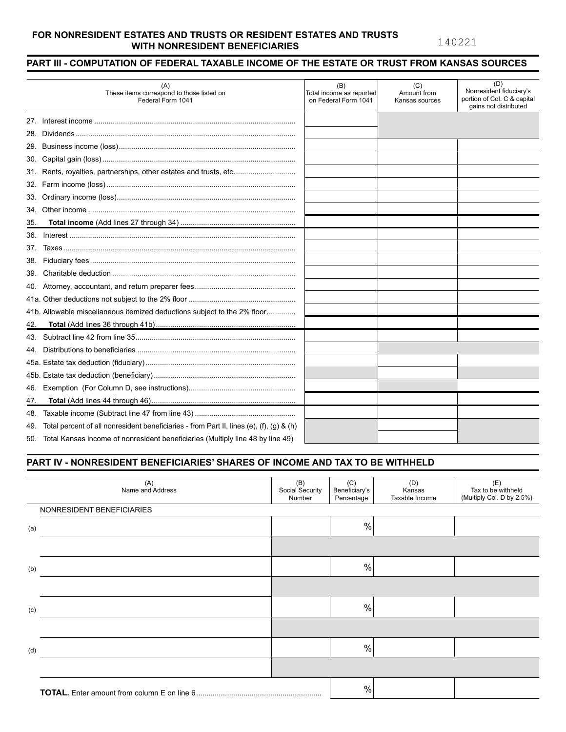**FOR NONRESIDENT ESTATES AND TRUSTS OR RESIDENT ESTATES AND TRUSTS WITH NONRESIDENT BENEFICIARIES**

140221

## PART III - COMPUTATION OF FEDERAL TAXABLE INCOME OF THE ESTATE OR TRUST FROM KANSAS SOURCES

| (A) These items correspond to those listed on Federal Form 1041 | (B) Total income as reported on Federal Form 1041 | (C) Amount from Kansas sources | (D) Nonresident fiduciary's portion of Col. C & capital gains not distributed |
|---|---|---|---|
| 27. Interest income | | | |
| 28. Dividends | | | |
| 29. Business income (loss) | | | |
| 30. Capital gain (loss) | | | |
| 31. Rents, royalties, partnerships, other estates and trusts, etc. | | | |
| 32. Farm income (loss) | | | |
| 33. Ordinary income (loss) | | | |
| 34. Other income | | | |
| 35. **Total income** (Add lines 27 through 34) | | | |
| 36. Interest | | | |
| 37. Taxes | | | |
| 38. Fiduciary fees | | | |
| 39. Charitable deduction | | | |
| 40. Attorney, accountant, and return preparer fees | | | |
| 41a. Other deductions not subject to the 2% floor | | | |
| 41b. Allowable miscellaneous itemized deductions subject to the 2% floor | | | |
| 42. **Total** (Add lines 36 through 41b) | | | |
| 43. Subtract line 42 from line 35 | | | |
| 44. Distributions to beneficiaries | | | |
| 45a. Estate tax deduction (fiduciary) | | | |
| 45b. Estate tax deduction (beneficiary) | | | |
| 46. Exemption (For Column D, see instructions) | | | |
| 47. **Total** (Add lines 44 through 46) | | | |
| 48. Taxable income (Subtract line 47 from line 43) | | | |
| 49. Total percent of all nonresident beneficiaries - from Part II, lines (e), (f), (g) & (h) | | | |
| 50. Total Kansas income of nonresident beneficiaries (Multiply line 48 by line 49) | | | |

## PART IV - NONRESIDENT BENEFICIARIES' SHARES OF INCOME AND TAX TO BE WITHHELD

| | (A) Name and Address | (B) Social Security Number | (C) Beneficiary's Percentage | (D) Kansas Taxable Income | (E) Tax to be withheld (Multiply Col. D by 2.5%) |
|---|---|---|---|---|---|
| | NONRESIDENT BENEFICIARIES | | | | |
| (a) | | | % | | |
| | | | | | |
| (b) | | | % | | |
| | | | | | |
| (c) | | | % | | |
| | | | | | |
| (d) | | | % | | |
| | | | | | |
| | **TOTAL.** Enter amount from column E on line 6 | | % | | |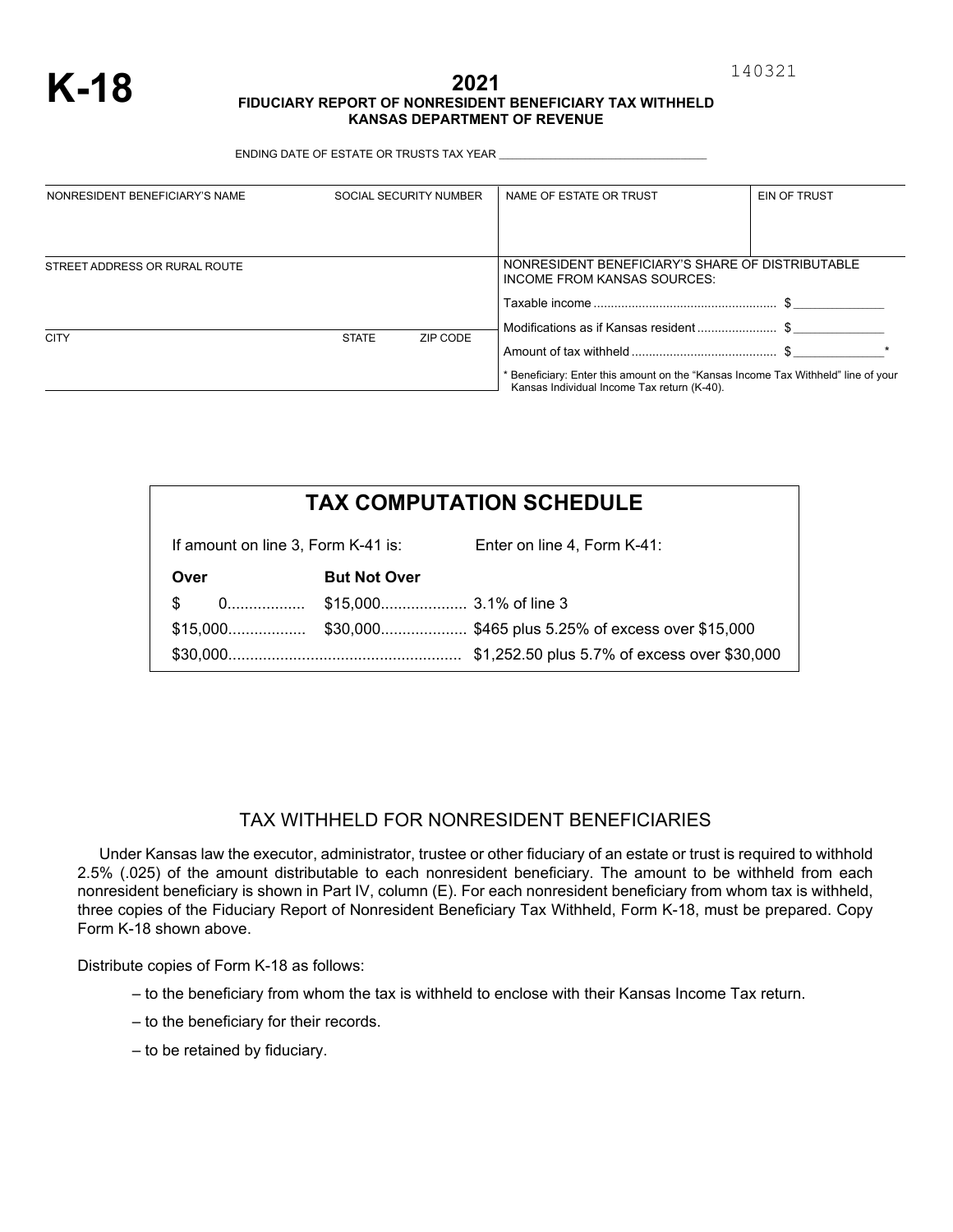# K-18

**2021**

**FIDUCIARY REPORT OF NONRESIDENT BENEFICIARY TAX WITHHELD**
**KANSAS DEPARTMENT OF REVENUE**

140321

ENDING DATE OF ESTATE OR TRUSTS TAX YEAR ___________________________________

| NONRESIDENT BENEFICIARY'S NAME | SOCIAL SECURITY NUMBER | | NAME OF ESTATE OR TRUST | EIN OF TRUST |
|---|---|---|---|---|
| | | | | |
| STREET ADDRESS OR RURAL ROUTE | | | NONRESIDENT BENEFICIARY'S SHARE OF DISTRIBUTABLE INCOME FROM KANSAS SOURCES: | |
| | | | Taxable income .................................................... $ ______________ | |
| | | | Modifications as if Kansas resident ...................... $ ______________ | |
| CITY | STATE | ZIP CODE | Amount of tax withheld ......................................... $ ______________* | |
| | | | * Beneficiary: Enter this amount on the "Kansas Income Tax Withheld" line of your Kansas Individual Income Tax return (K-40). | |

## TAX COMPUTATION SCHEDULE

| If amount on line 3, Form K-41 is: | | Enter on line 4, Form K-41: |
|---|---|---|
| **Over** | **But Not Over** | |
| $ 0 | $15,000 | 3.1% of line 3 |
| $15,000 | $30,000 | $465 plus 5.25% of excess over $15,000 |
| $30,000 | | $1,252.50 plus 5.7% of excess over $30,000 |

## TAX WITHHELD FOR NONRESIDENT BENEFICIARIES

Under Kansas law the executor, administrator, trustee or other fiduciary of an estate or trust is required to withhold 2.5% (.025) of the amount distributable to each nonresident beneficiary. The amount to be withheld from each nonresident beneficiary is shown in Part IV, column (E). For each nonresident beneficiary from whom tax is withheld, three copies of the Fiduciary Report of Nonresident Beneficiary Tax Withheld, Form K-18, must be prepared. Copy Form K-18 shown above.

Distribute copies of Form K-18 as follows:

- to the beneficiary from whom the tax is withheld to enclose with their Kansas Income Tax return.
- to the beneficiary for their records.
- to be retained by fiduciary.